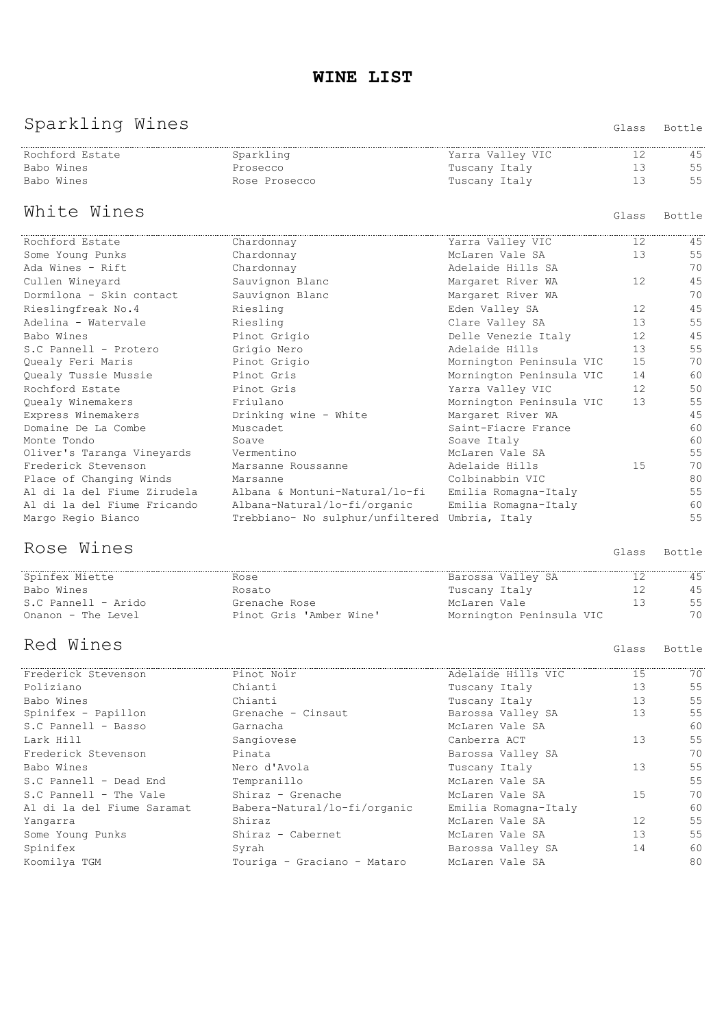# WINE LIST

## Sparkling Wines

| | | | Glass | Bottle |
|---|---|---|---|---|
| Rochford Estate | Sparkling | Yarra Valley VIC | 12 | 45 |
| Babo Wines | Prosecco | Tuscany Italy | 13 | 55 |
| Babo Wines | Rose Prosecco | Tuscany Italy | 13 | 55 |

## White Wines

| | | | Glass | Bottle |
|---|---|---|---|---|
| Rochford Estate | Chardonnay | Yarra Valley VIC | 12 | 45 |
| Some Young Punks | Chardonnay | McLaren Vale SA | 13 | 55 |
| Ada Wines - Rift | Chardonnay | Adelaide Hills SA | | 70 |
| Cullen Wineyard | Sauvignon Blanc | Margaret River WA | 12 | 45 |
| Dormilona - Skin contact | Sauvignon Blanc | Margaret River WA | | 70 |
| Rieslingfreak No.4 | Riesling | Eden Valley SA | 12 | 45 |
| Adelina - Watervale | Riesling | Clare Valley SA | 13 | 55 |
| Babo Wines | Pinot Grigio | Delle Venezie Italy | 12 | 45 |
| S.C Pannell - Protero | Grigio Nero | Adelaide Hills | 13 | 55 |
| Quealy Feri Maris | Pinot Grigio | Mornington Peninsula VIC | 15 | 70 |
| Quealy Tussie Mussie | Pinot Gris | Mornington Peninsula VIC | 14 | 60 |
| Rochford Estate | Pinot Gris | Yarra Valley VIC | 12 | 50 |
| Quealy Winemakers | Friulano | Mornington Peninsula VIC | 13 | 55 |
| Express Winemakers | Drinking wine - White | Margaret River WA | | 45 |
| Domaine De La Combe | Muscadet | Saint-Fiacre France | | 60 |
| Monte Tondo | Soave | Soave Italy | | 60 |
| Oliver's Taranga Vineyards | Vermentino | McLaren Vale SA | | 55 |
| Frederick Stevenson | Marsanne Roussanne | Adelaide Hills | 15 | 70 |
| Place of Changing Winds | Marsanne | Colbinabbin VIC | | 80 |
| Al di la del Fiume Zirudela | Albana & Montuni-Natural/lo-fi | Emilia Romagna-Italy | | 55 |
| Al di la del Fiume Fricando | Albana-Natural/lo-fi/organic | Emilia Romagna-Italy | | 60 |
| Margo Regio Bianco | Trebbiano- No sulphur/unfiltered | Umbria, Italy | | 55 |

## Rose Wines

| | | | Glass | Bottle |
|---|---|---|---|---|
| Spinfex Miette | Rose | Barossa Valley SA | 12 | 45 |
| Babo Wines | Rosato | Tuscany Italy | 12 | 45 |
| S.C Pannell - Arido | Grenache Rose | McLaren Vale | 13 | 55 |
| Onanon - The Level | Pinot Gris 'Amber Wine' | Mornington Peninsula VIC | | 70 |

## Red Wines

| | | | Glass | Bottle |
|---|---|---|---|---|
| Frederick Stevenson | Pinot Noir | Adelaide Hills VIC | 15 | 70 |
| Poliziano | Chianti | Tuscany Italy | 13 | 55 |
| Babo Wines | Chianti | Tuscany Italy | 13 | 55 |
| Spinifex - Papillon | Grenache - Cinsaut | Barossa Valley SA | 13 | 55 |
| S.C Pannell - Basso | Garnacha | McLaren Vale SA | | 60 |
| Lark Hill | Sangiovese | Canberra ACT | 13 | 55 |
| Frederick Stevenson | Pinata | Barossa Valley SA | | 70 |
| Babo Wines | Nero d'Avola | Tuscany Italy | 13 | 55 |
| S.C Pannell - Dead End | Tempranillo | McLaren Vale SA | | 55 |
| S.C Pannell - The Vale | Shiraz - Grenache | McLaren Vale SA | 15 | 70 |
| Al di la del Fiume Saramat | Babera-Natural/lo-fi/organic | Emilia Romagna-Italy | | 60 |
| Yangarra | Shiraz | McLaren Vale SA | 12 | 55 |
| Some Young Punks | Shiraz - Cabernet | McLaren Vale SA | 13 | 55 |
| Spinifex | Syrah | Barossa Valley SA | 14 | 60 |
| Koomilya TGM | Touriga - Graciano - Mataro | McLaren Vale SA | | 80 |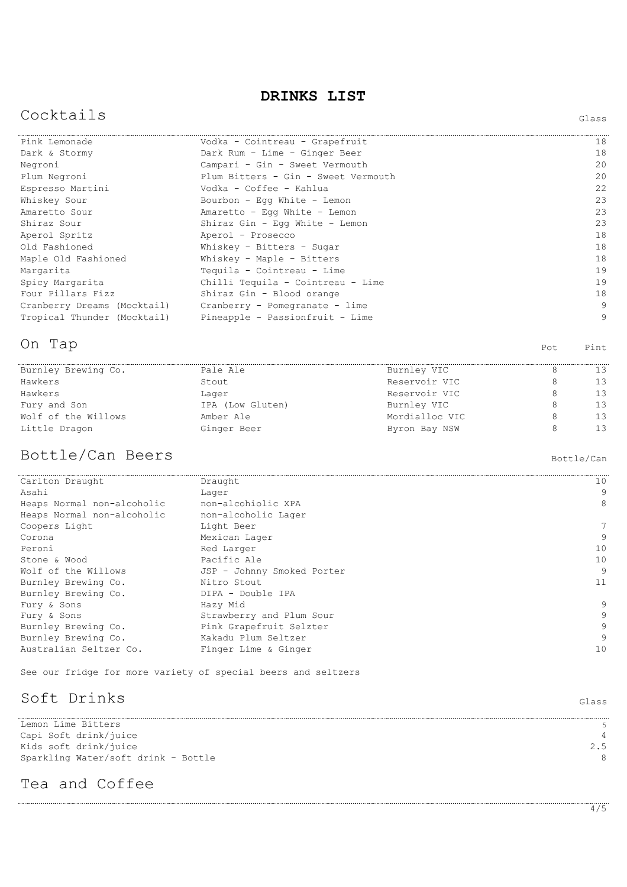# DRINKS LIST

## Cocktails

| | | Glass |
|---|---|---|
| Pink Lemonade | Vodka - Cointreau - Grapefruit | 18 |
| Dark & Stormy | Dark Rum - Lime - Ginger Beer | 18 |
| Negroni | Campari - Gin - Sweet Vermouth | 20 |
| Plum Negroni | Plum Bitters - Gin - Sweet Vermouth | 20 |
| Espresso Martini | Vodka - Coffee - Kahlua | 22 |
| Whiskey Sour | Bourbon - Egg White - Lemon | 23 |
| Amaretto Sour | Amaretto - Egg White - Lemon | 23 |
| Shiraz Sour | Shiraz Gin - Egg White - Lemon | 23 |
| Aperol Spritz | Aperol - Prosecco | 18 |
| Old Fashioned | Whiskey - Bitters - Sugar | 18 |
| Maple Old Fashioned | Whiskey - Maple - Bitters | 18 |
| Margarita | Tequila - Cointreau - Lime | 19 |
| Spicy Margarita | Chilli Tequila - Cointreau - Lime | 19 |
| Four Pillars Fizz | Shiraz Gin - Blood orange | 18 |
| Cranberry Dreams (Mocktail) | Cranberry - Pomegranate - lime | 9 |
| Tropical Thunder (Mocktail) | Pineapple - Passionfruit - Lime | 9 |

## On Tap

| | | | Pot | Pint |
|---|---|---|---|---|
| Burnley Brewing Co. | Pale Ale | Burnley VIC | 8 | 13 |
| Hawkers | Stout | Reservoir VIC | 8 | 13 |
| Hawkers | Lager | Reservoir VIC | 8 | 13 |
| Fury and Son | IPA (Low Gluten) | Burnley VIC | 8 | 13 |
| Wolf of the Willows | Amber Ale | Mordialloc VIC | 8 | 13 |
| Little Dragon | Ginger Beer | Byron Bay NSW | 8 | 13 |

## Bottle/Can Beers

| | | Bottle/Can |
|---|---|---|
| Carlton Draught | Draught | 10 |
| Asahi | Lager | 9 |
| Heaps Normal non-alcoholic | non-alcohiolic XPA | 8 |
| Heaps Normal non-alcoholic | non-alcoholic Lager | |
| Coopers Light | Light Beer | 7 |
| Corona | Mexican Lager | 9 |
| Peroni | Red Larger | 10 |
| Stone & Wood | Pacific Ale | 10 |
| Wolf of the Willows | JSP - Johnny Smoked Porter | 9 |
| Burnley Brewing Co. | Nitro Stout | 11 |
| Burnley Brewing Co. | DIPA - Double IPA | |
| Fury & Sons | Hazy Mid | 9 |
| Fury & Sons | Strawberry and Plum Sour | 9 |
| Burnley Brewing Co. | Pink Grapefruit Selzter | 9 |
| Burnley Brewing Co. | Kakadu Plum Seltzer | 9 |
| Australian Seltzer Co. | Finger Lime & Ginger | 10 |

See our fridge for more variety of special beers and seltzers

## Soft Drinks

| | Glass |
|---|---|
| Lemon Lime Bitters | 5 |
| Capi Soft drink/juice | 4 |
| Kids soft drink/juice | 2.5 |
| Sparkling Water/soft drink - Bottle | 8 |

## Tea and Coffee

4/5